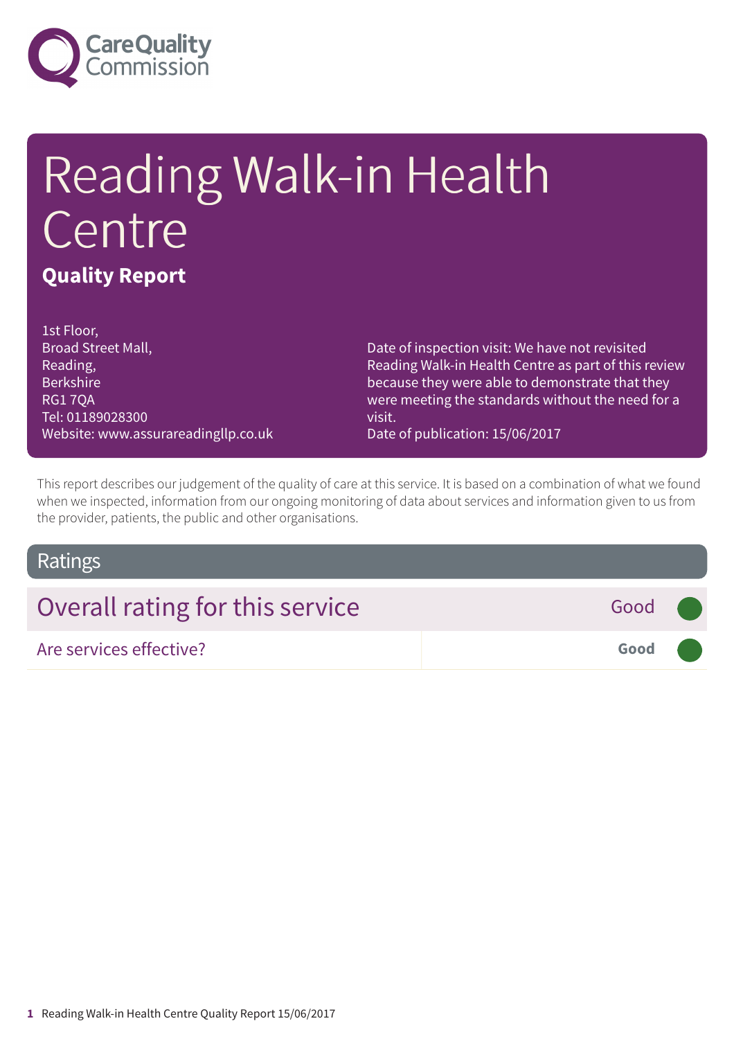Care Quality Commission

# Reading Walk-in Health Centre

**Quality Report**

1st Floor,
Broad Street Mall,
Reading,
Berkshire
RG1 7QA
Tel: 01189028300
Website: www.assurareadingllp.co.uk

Date of inspection visit: We have not revisited Reading Walk-in Health Centre as part of this review because they were able to demonstrate that they were meeting the standards without the need for a visit.
Date of publication: 15/06/2017

This report describes our judgement of the quality of care at this service. It is based on a combination of what we found when we inspected, information from our ongoing monitoring of data about services and information given to us from the provider, patients, the public and other organisations.

## Ratings

| Overall rating for this service | Good |
|---|---|
| Are services effective? | **Good** |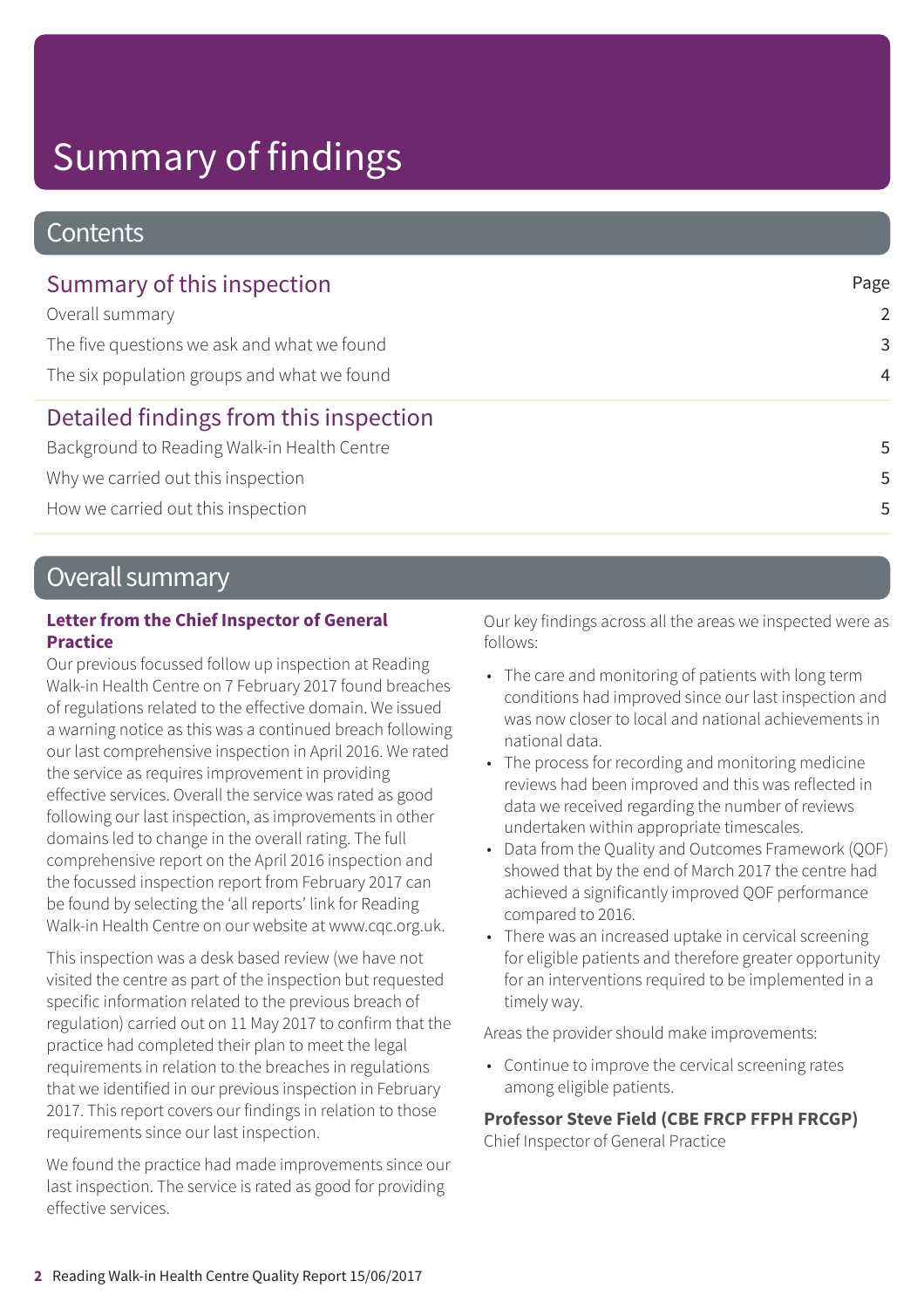# Summary of findings

## Contents

| Summary of this inspection | Page |
| --- | --- |
| Overall summary | 2 |
| The five questions we ask and what we found | 3 |
| The six population groups and what we found | 4 |
| **Detailed findings from this inspection** | |
| Background to Reading Walk-in Health Centre | 5 |
| Why we carried out this inspection | 5 |
| How we carried out this inspection | 5 |

## Overall summary

**Letter from the Chief Inspector of General Practice**

Our previous focussed follow up inspection at Reading Walk-in Health Centre on 7 February 2017 found breaches of regulations related to the effective domain. We issued a warning notice as this was a continued breach following our last comprehensive inspection in April 2016. We rated the service as requires improvement in providing effective services. Overall the service was rated as good following our last inspection, as improvements in other domains led to change in the overall rating. The full comprehensive report on the April 2016 inspection and the focussed inspection report from February 2017 can be found by selecting the 'all reports' link for Reading Walk-in Health Centre on our website at www.cqc.org.uk.

This inspection was a desk based review (we have not visited the centre as part of the inspection but requested specific information related to the previous breach of regulation) carried out on 11 May 2017 to confirm that the practice had completed their plan to meet the legal requirements in relation to the breaches in regulations that we identified in our previous inspection in February 2017. This report covers our findings in relation to those requirements since our last inspection.

We found the practice had made improvements since our last inspection. The service is rated as good for providing effective services.

Our key findings across all the areas we inspected were as follows:

- The care and monitoring of patients with long term conditions had improved since our last inspection and was now closer to local and national achievements in national data.
- The process for recording and monitoring medicine reviews had been improved and this was reflected in data we received regarding the number of reviews undertaken within appropriate timescales.
- Data from the Quality and Outcomes Framework (QOF) showed that by the end of March 2017 the centre had achieved a significantly improved QOF performance compared to 2016.
- There was an increased uptake in cervical screening for eligible patients and therefore greater opportunity for an interventions required to be implemented in a timely way.

Areas the provider should make improvements:

- Continue to improve the cervical screening rates among eligible patients.

**Professor Steve Field (CBE FRCP FFPH FRCGP)**
Chief Inspector of General Practice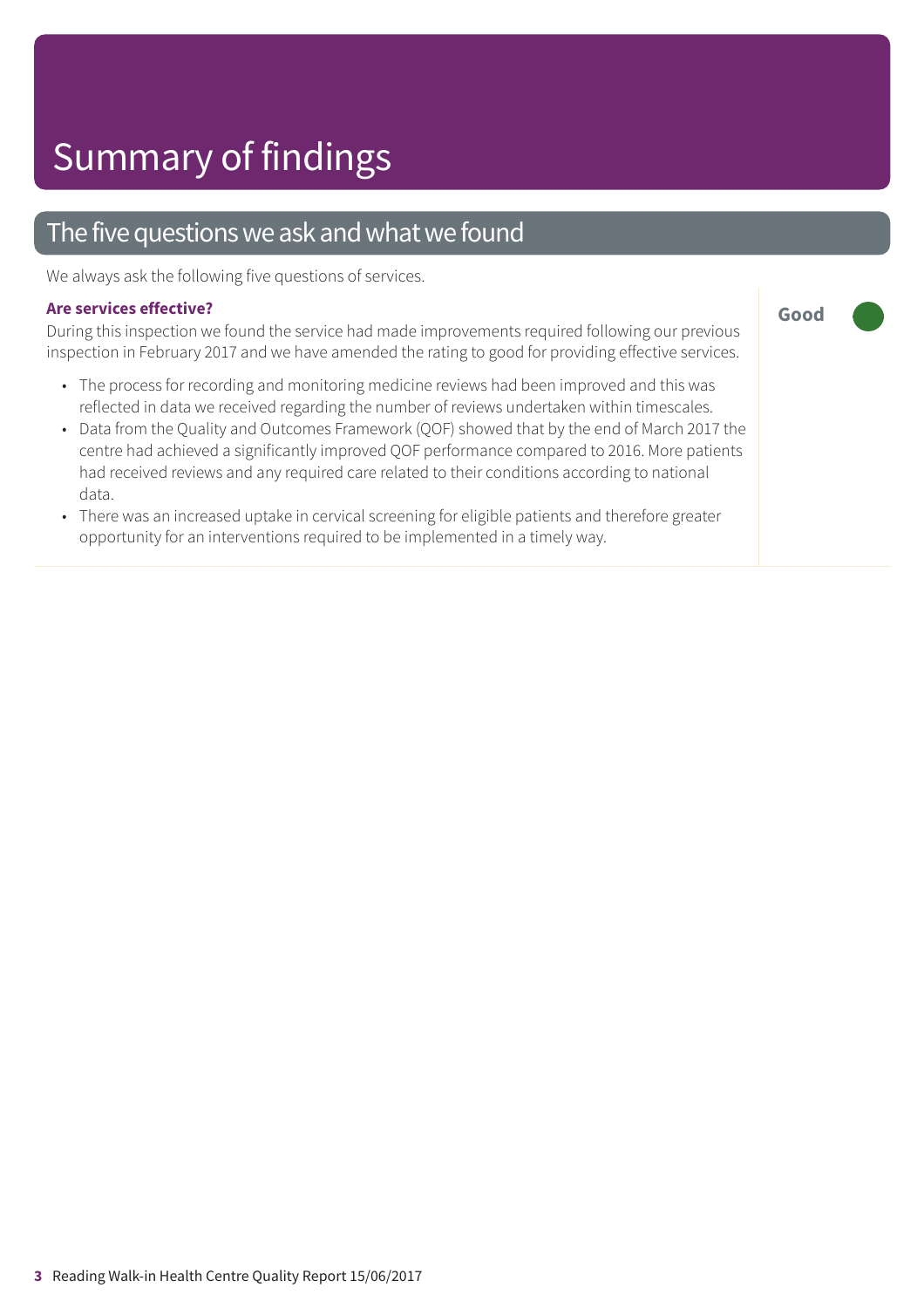# Summary of findings

## The five questions we ask and what we found

We always ask the following five questions of services.

### Are services effective?

**Good**

During this inspection we found the service had made improvements required following our previous inspection in February 2017 and we have amended the rating to good for providing effective services.

- The process for recording and monitoring medicine reviews had been improved and this was reflected in data we received regarding the number of reviews undertaken within timescales.
- Data from the Quality and Outcomes Framework (QOF) showed that by the end of March 2017 the centre had achieved a significantly improved QOF performance compared to 2016. More patients had received reviews and any required care related to their conditions according to national data.
- There was an increased uptake in cervical screening for eligible patients and therefore greater opportunity for an interventions required to be implemented in a timely way.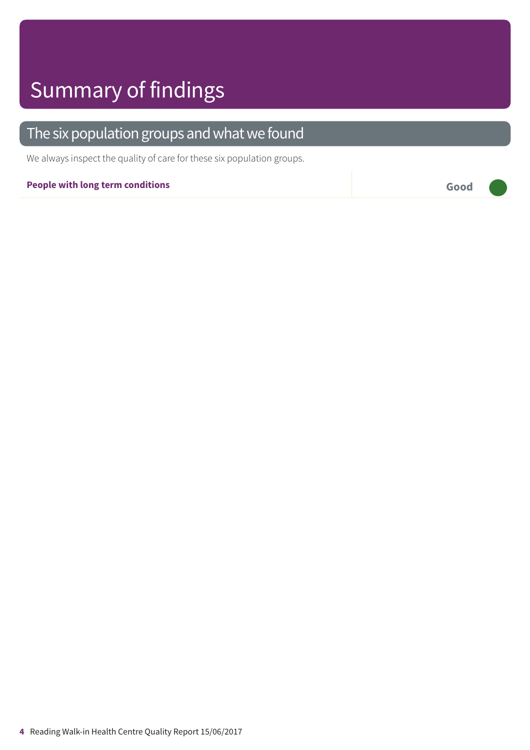# Summary of findings

## The six population groups and what we found

We always inspect the quality of care for these six population groups.

**People with long term conditions** — **Good**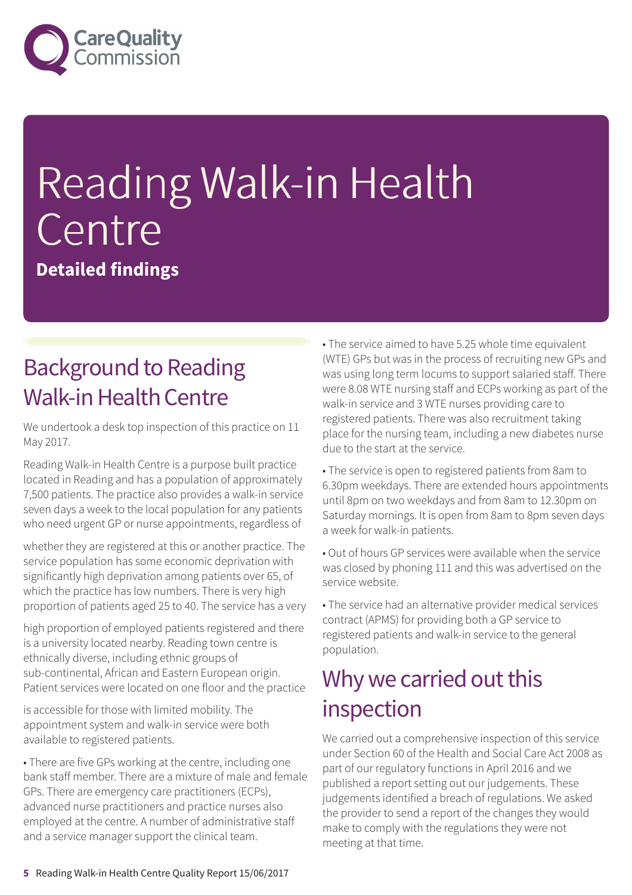# Reading Walk-in Health Centre

**Detailed findings**

## Background to Reading Walk-in Health Centre

We undertook a desk top inspection of this practice on 11 May 2017.

Reading Walk-in Health Centre is a purpose built practice located in Reading and has a population of approximately 7,500 patients. The practice also provides a walk-in service seven days a week to the local population for any patients who need urgent GP or nurse appointments, regardless of whether they are registered at this or another practice. The service population has some economic deprivation with significantly high deprivation among patients over 65, of which the practice has low numbers. There is very high proportion of patients aged 25 to 40. The service has a very high proportion of employed patients registered and there is a university located nearby. Reading town centre is ethnically diverse, including ethnic groups of sub-continental, African and Eastern European origin. Patient services were located on one floor and the practice is accessible for those with limited mobility. The appointment system and walk-in service were both available to registered patients.

- There are five GPs working at the centre, including one bank staff member. There are a mixture of male and female GPs. There are emergency care practitioners (ECPs), advanced nurse practitioners and practice nurses also employed at the centre. A number of administrative staff and a service manager support the clinical team.
- The service aimed to have 5.25 whole time equivalent (WTE) GPs but was in the process of recruiting new GPs and was using long term locums to support salaried staff. There were 8.08 WTE nursing staff and ECPs working as part of the walk-in service and 3 WTE nurses providing care to registered patients. There was also recruitment taking place for the nursing team, including a new diabetes nurse due to the start at the service.
- The service is open to registered patients from 8am to 6.30pm weekdays. There are extended hours appointments until 8pm on two weekdays and from 8am to 12.30pm on Saturday mornings. It is open from 8am to 8pm seven days a week for walk-in patients.
- Out of hours GP services were available when the service was closed by phoning 111 and this was advertised on the service website.
- The service had an alternative provider medical services contract (APMS) for providing both a GP service to registered patients and walk-in service to the general population.

## Why we carried out this inspection

We carried out a comprehensive inspection of this service under Section 60 of the Health and Social Care Act 2008 as part of our regulatory functions in April 2016 and we published a report setting out our judgements. These judgements identified a breach of regulations. We asked the provider to send a report of the changes they would make to comply with the regulations they were not meeting at that time.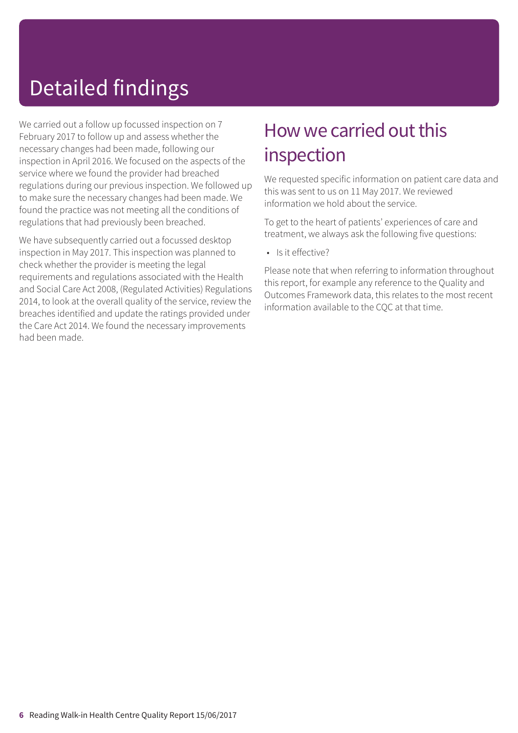# Detailed findings

We carried out a follow up focussed inspection on 7 February 2017 to follow up and assess whether the necessary changes had been made, following our inspection in April 2016. We focused on the aspects of the service where we found the provider had breached regulations during our previous inspection. We followed up to make sure the necessary changes had been made. We found the practice was not meeting all the conditions of regulations that had previously been breached.

We have subsequently carried out a focussed desktop inspection in May 2017. This inspection was planned to check whether the provider is meeting the legal requirements and regulations associated with the Health and Social Care Act 2008, (Regulated Activities) Regulations 2014, to look at the overall quality of the service, review the breaches identified and update the ratings provided under the Care Act 2014. We found the necessary improvements had been made.

## How we carried out this inspection

We requested specific information on patient care data and this was sent to us on 11 May 2017. We reviewed information we hold about the service.

To get to the heart of patients' experiences of care and treatment, we always ask the following five questions:

- Is it effective?

Please note that when referring to information throughout this report, for example any reference to the Quality and Outcomes Framework data, this relates to the most recent information available to the CQC at that time.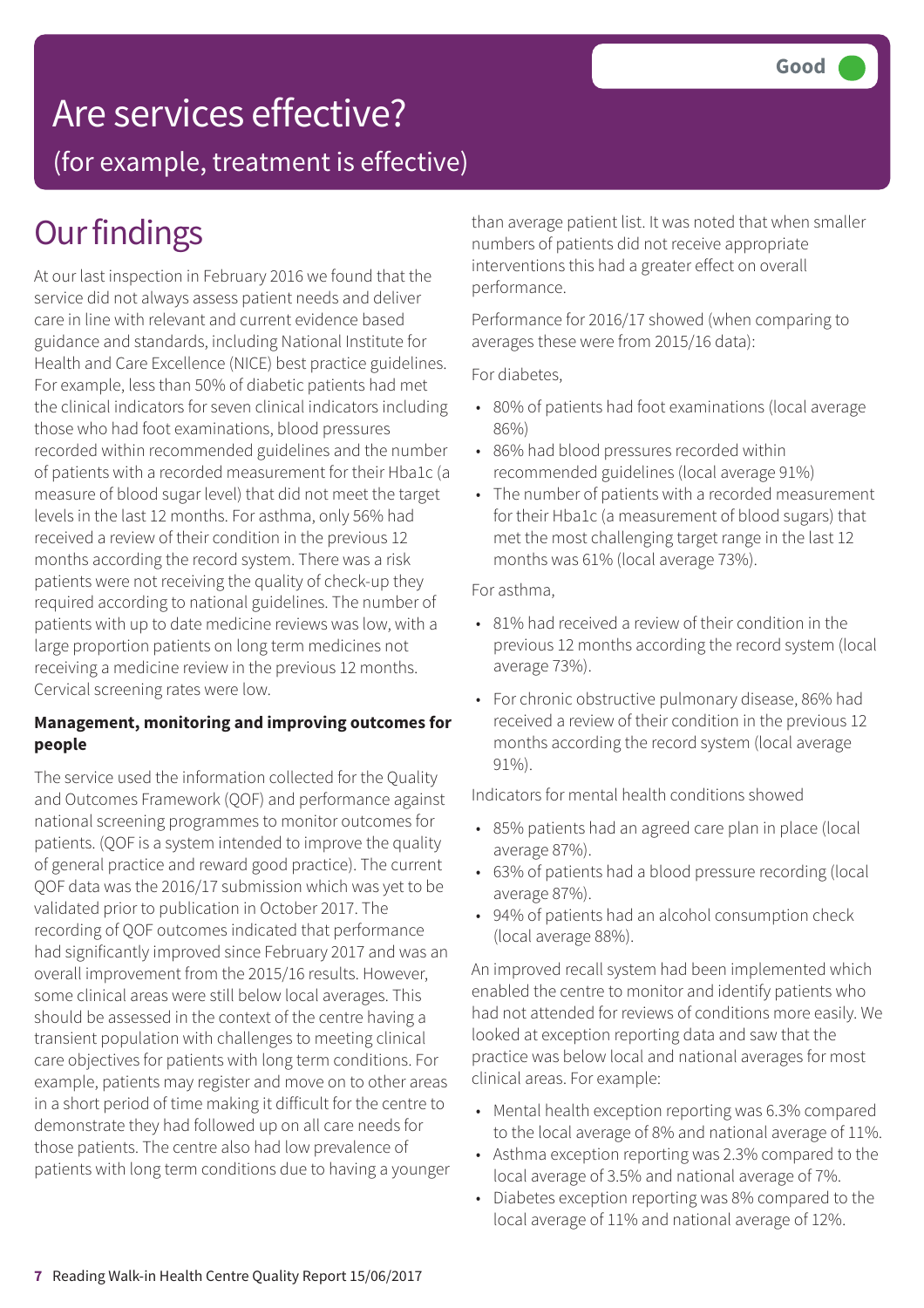# Are services effective?

(for example, treatment is effective)

Good

# Our findings

At our last inspection in February 2016 we found that the service did not always assess patient needs and deliver care in line with relevant and current evidence based guidance and standards, including National Institute for Health and Care Excellence (NICE) best practice guidelines. For example, less than 50% of diabetic patients had met the clinical indicators for seven clinical indicators including those who had foot examinations, blood pressures recorded within recommended guidelines and the number of patients with a recorded measurement for their Hba1c (a measure of blood sugar level) that did not meet the target levels in the last 12 months. For asthma, only 56% had received a review of their condition in the previous 12 months according the record system. There was a risk patients were not receiving the quality of check-up they required according to national guidelines. The number of patients with up to date medicine reviews was low, with a large proportion patients on long term medicines not receiving a medicine review in the previous 12 months. Cervical screening rates were low.

**Management, monitoring and improving outcomes for people**

The service used the information collected for the Quality and Outcomes Framework (QOF) and performance against national screening programmes to monitor outcomes for patients. (QOF is a system intended to improve the quality of general practice and reward good practice). The current QOF data was the 2016/17 submission which was yet to be validated prior to publication in October 2017. The recording of QOF outcomes indicated that performance had significantly improved since February 2017 and was an overall improvement from the 2015/16 results. However, some clinical areas were still below local averages. This should be assessed in the context of the centre having a transient population with challenges to meeting clinical care objectives for patients with long term conditions. For example, patients may register and move on to other areas in a short period of time making it difficult for the centre to demonstrate they had followed up on all care needs for those patients. The centre also had low prevalence of patients with long term conditions due to having a younger than average patient list. It was noted that when smaller numbers of patients did not receive appropriate interventions this had a greater effect on overall performance.

Performance for 2016/17 showed (when comparing to averages these were from 2015/16 data):

For diabetes,

- 80% of patients had foot examinations (local average 86%)
- 86% had blood pressures recorded within recommended guidelines (local average 91%)
- The number of patients with a recorded measurement for their Hba1c (a measurement of blood sugars) that met the most challenging target range in the last 12 months was 61% (local average 73%).

For asthma,

- 81% had received a review of their condition in the previous 12 months according the record system (local average 73%).
- For chronic obstructive pulmonary disease, 86% had received a review of their condition in the previous 12 months according the record system (local average 91%).

Indicators for mental health conditions showed

- 85% patients had an agreed care plan in place (local average 87%).
- 63% of patients had a blood pressure recording (local average 87%).
- 94% of patients had an alcohol consumption check (local average 88%).

An improved recall system had been implemented which enabled the centre to monitor and identify patients who had not attended for reviews of conditions more easily. We looked at exception reporting data and saw that the practice was below local and national averages for most clinical areas. For example:

- Mental health exception reporting was 6.3% compared to the local average of 8% and national average of 11%.
- Asthma exception reporting was 2.3% compared to the local average of 3.5% and national average of 7%.
- Diabetes exception reporting was 8% compared to the local average of 11% and national average of 12%.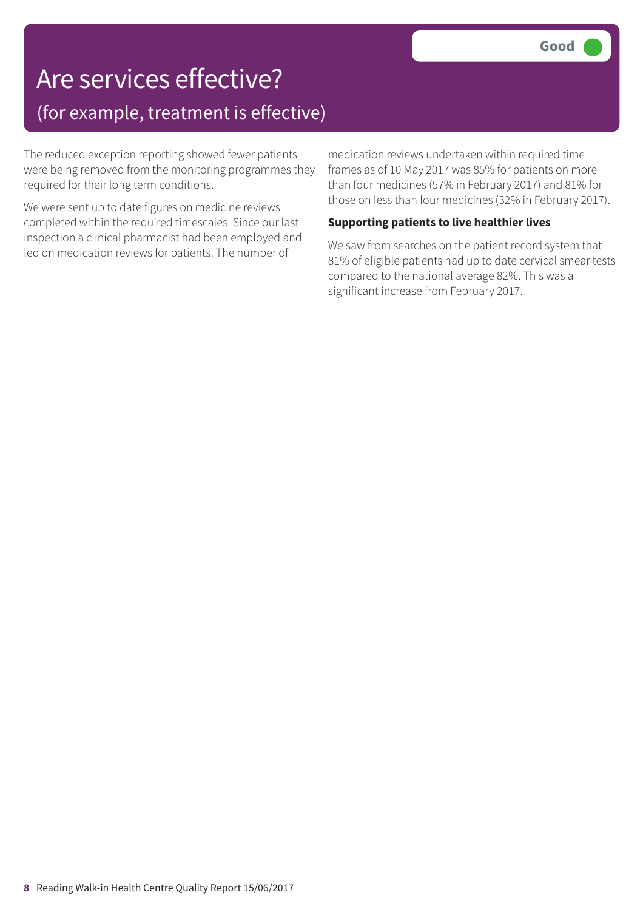# Are services effective?

## (for example, treatment is effective)

**Good**

The reduced exception reporting showed fewer patients were being removed from the monitoring programmes they required for their long term conditions.

We were sent up to date figures on medicine reviews completed within the required timescales. Since our last inspection a clinical pharmacist had been employed and led on medication reviews for patients. The number of medication reviews undertaken within required time frames as of 10 May 2017 was 85% for patients on more than four medicines (57% in February 2017) and 81% for those on less than four medicines (32% in February 2017).

**Supporting patients to live healthier lives**

We saw from searches on the patient record system that 81% of eligible patients had up to date cervical smear tests compared to the national average 82%. This was a significant increase from February 2017.